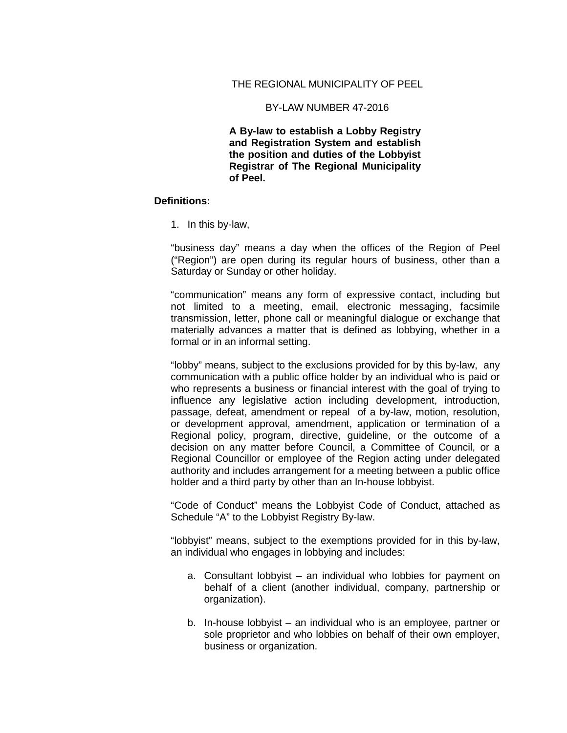THE REGIONAL MUNICIPALITY OF PEEL

BY-LAW NUMBER 47-2016

**A By-law to establish a Lobby Registry and Registration System and establish the position and duties of the Lobbyist Registrar of The Regional Municipality of Peel.**

**Definitions:**

1. In this by-law,

“business day” means a day when the offices of the Region of Peel (“Region”) are open during its regular hours of business, other than a Saturday or Sunday or other holiday.

“communication” means any form of expressive contact, including but not limited to a meeting, email, electronic messaging, facsimile transmission, letter, phone call or meaningful dialogue or exchange that materially advances a matter that is defined as lobbying, whether in a formal or in an informal setting.

“lobby” means, subject to the exclusions provided for by this by-law, any communication with a public office holder by an individual who is paid or who represents a business or financial interest with the goal of trying to influence any legislative action including development, introduction, passage, defeat, amendment or repeal of a by-law, motion, resolution, or development approval, amendment, application or termination of a Regional policy, program, directive, guideline, or the outcome of a decision on any matter before Council, a Committee of Council, or a Regional Councillor or employee of the Region acting under delegated authority and includes arrangement for a meeting between a public office holder and a third party by other than an In-house lobbyist.

“Code of Conduct” means the Lobbyist Code of Conduct, attached as Schedule “A” to the Lobbyist Registry By-law.

“lobbyist” means, subject to the exemptions provided for in this by-law, an individual who engages in lobbying and includes:

a. Consultant lobbyist – an individual who lobbies for payment on behalf of a client (another individual, company, partnership or organization).

b. In-house lobbyist – an individual who is an employee, partner or sole proprietor and who lobbies on behalf of their own employer, business or organization.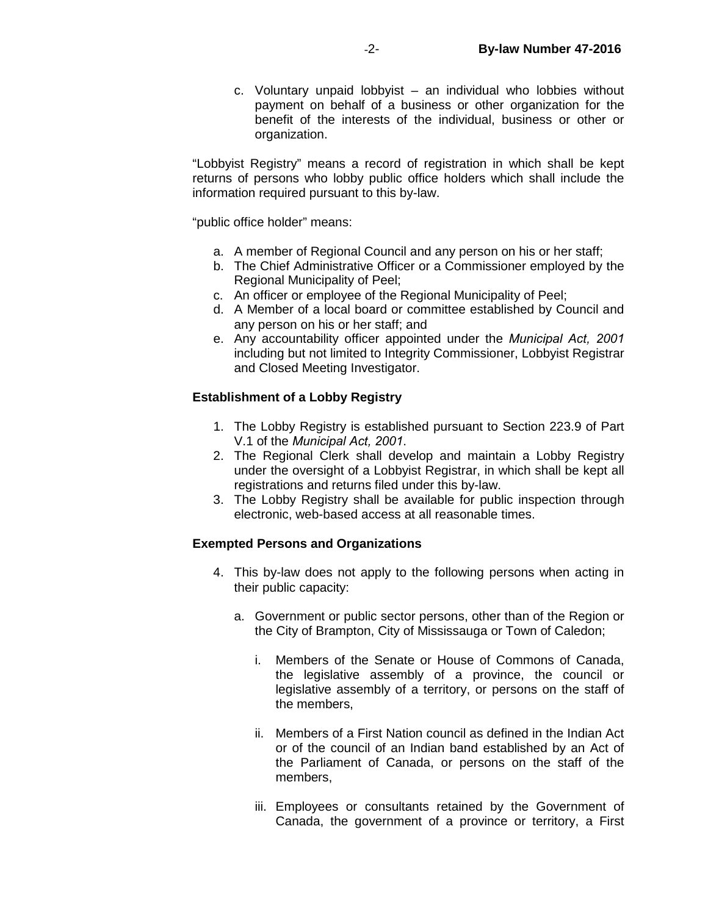c. Voluntary unpaid lobbyist – an individual who lobbies without payment on behalf of a business or other organization for the benefit of the interests of the individual, business or other or organization.

"Lobbyist Registry" means a record of registration in which shall be kept returns of persons who lobby public office holders which shall include the information required pursuant to this by-law.

"public office holder" means:

a. A member of Regional Council and any person on his or her staff;
b. The Chief Administrative Officer or a Commissioner employed by the Regional Municipality of Peel;
c. An officer or employee of the Regional Municipality of Peel;
d. A Member of a local board or committee established by Council and any person on his or her staff; and
e. Any accountability officer appointed under the *Municipal Act, 2001* including but not limited to Integrity Commissioner, Lobbyist Registrar and Closed Meeting Investigator.

**Establishment of a Lobby Registry**

1. The Lobby Registry is established pursuant to Section 223.9 of Part V.1 of the *Municipal Act, 2001*.
2. The Regional Clerk shall develop and maintain a Lobby Registry under the oversight of a Lobbyist Registrar, in which shall be kept all registrations and returns filed under this by-law.
3. The Lobby Registry shall be available for public inspection through electronic, web-based access at all reasonable times.

**Exempted Persons and Organizations**

4. This by-law does not apply to the following persons when acting in their public capacity:

   a. Government or public sector persons, other than of the Region or the City of Brampton, City of Mississauga or Town of Caledon;

      i. Members of the Senate or House of Commons of Canada, the legislative assembly of a province, the council or legislative assembly of a territory, or persons on the staff of the members,

      ii. Members of a First Nation council as defined in the Indian Act or of the council of an Indian band established by an Act of the Parliament of Canada, or persons on the staff of the members,

      iii. Employees or consultants retained by the Government of Canada, the government of a province or territory, a First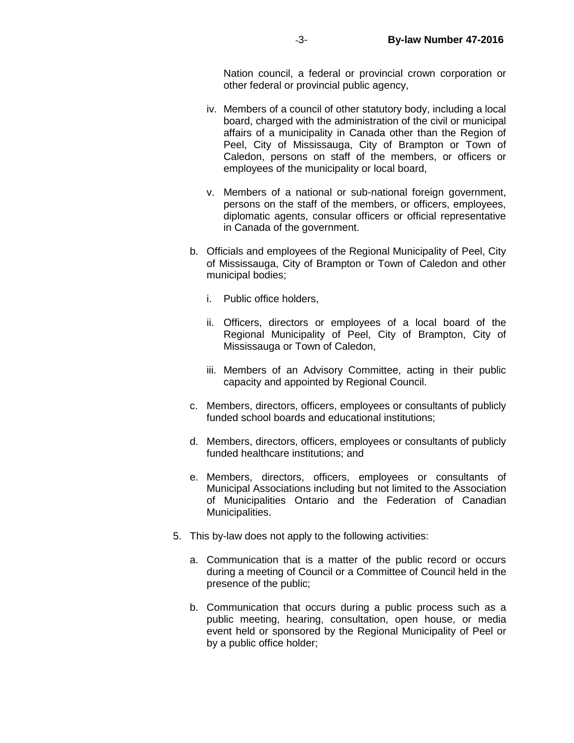Nation council, a federal or provincial crown corporation or other federal or provincial public agency,

iv. Members of a council of other statutory body, including a local board, charged with the administration of the civil or municipal affairs of a municipality in Canada other than the Region of Peel, City of Mississauga, City of Brampton or Town of Caledon, persons on staff of the members, or officers or employees of the municipality or local board,

v. Members of a national or sub-national foreign government, persons on the staff of the members, or officers, employees, diplomatic agents, consular officers or official representative in Canada of the government.

b. Officials and employees of the Regional Municipality of Peel, City of Mississauga, City of Brampton or Town of Caledon and other municipal bodies;

   i. Public office holders,

   ii. Officers, directors or employees of a local board of the Regional Municipality of Peel, City of Brampton, City of Mississauga or Town of Caledon,

   iii. Members of an Advisory Committee, acting in their public capacity and appointed by Regional Council.

c. Members, directors, officers, employees or consultants of publicly funded school boards and educational institutions;

d. Members, directors, officers, employees or consultants of publicly funded healthcare institutions; and

e. Members, directors, officers, employees or consultants of Municipal Associations including but not limited to the Association of Municipalities Ontario and the Federation of Canadian Municipalities.

5. This by-law does not apply to the following activities:

   a. Communication that is a matter of the public record or occurs during a meeting of Council or a Committee of Council held in the presence of the public;

   b. Communication that occurs during a public process such as a public meeting, hearing, consultation, open house, or media event held or sponsored by the Regional Municipality of Peel or by a public office holder;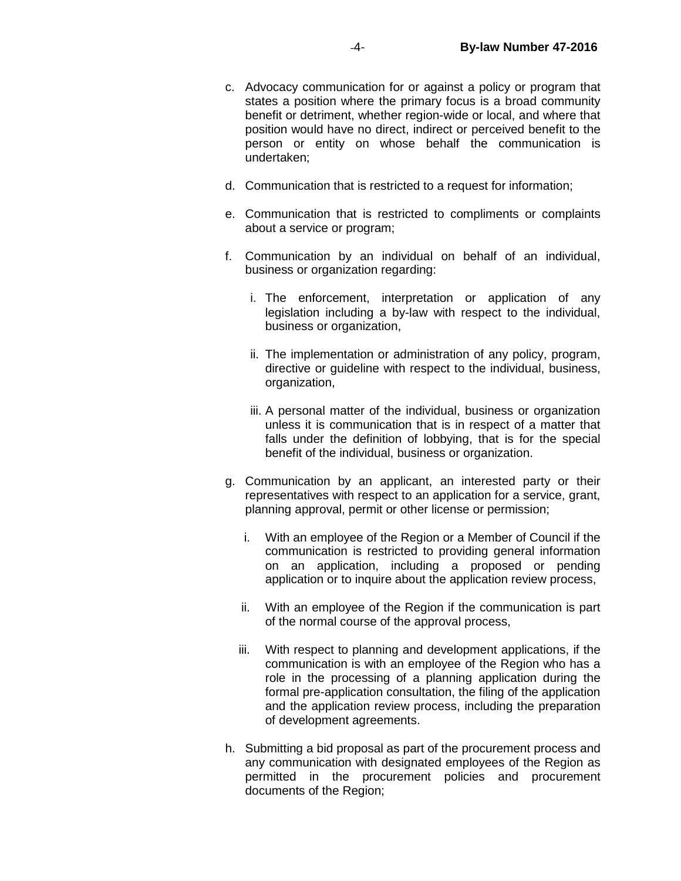c. Advocacy communication for or against a policy or program that states a position where the primary focus is a broad community benefit or detriment, whether region-wide or local, and where that position would have no direct, indirect or perceived benefit to the person or entity on whose behalf the communication is undertaken;

d. Communication that is restricted to a request for information;

e. Communication that is restricted to compliments or complaints about a service or program;

f. Communication by an individual on behalf of an individual, business or organization regarding:

   i. The enforcement, interpretation or application of any legislation including a by-law with respect to the individual, business or organization,

   ii. The implementation or administration of any policy, program, directive or guideline with respect to the individual, business, organization,

   iii. A personal matter of the individual, business or organization unless it is communication that is in respect of a matter that falls under the definition of lobbying, that is for the special benefit of the individual, business or organization.

g. Communication by an applicant, an interested party or their representatives with respect to an application for a service, grant, planning approval, permit or other license or permission;

   i. With an employee of the Region or a Member of Council if the communication is restricted to providing general information on an application, including a proposed or pending application or to inquire about the application review process,

   ii. With an employee of the Region if the communication is part of the normal course of the approval process,

   iii. With respect to planning and development applications, if the communication is with an employee of the Region who has a role in the processing of a planning application during the formal pre-application consultation, the filing of the application and the application review process, including the preparation of development agreements.

h. Submitting a bid proposal as part of the procurement process and any communication with designated employees of the Region as permitted in the procurement policies and procurement documents of the Region;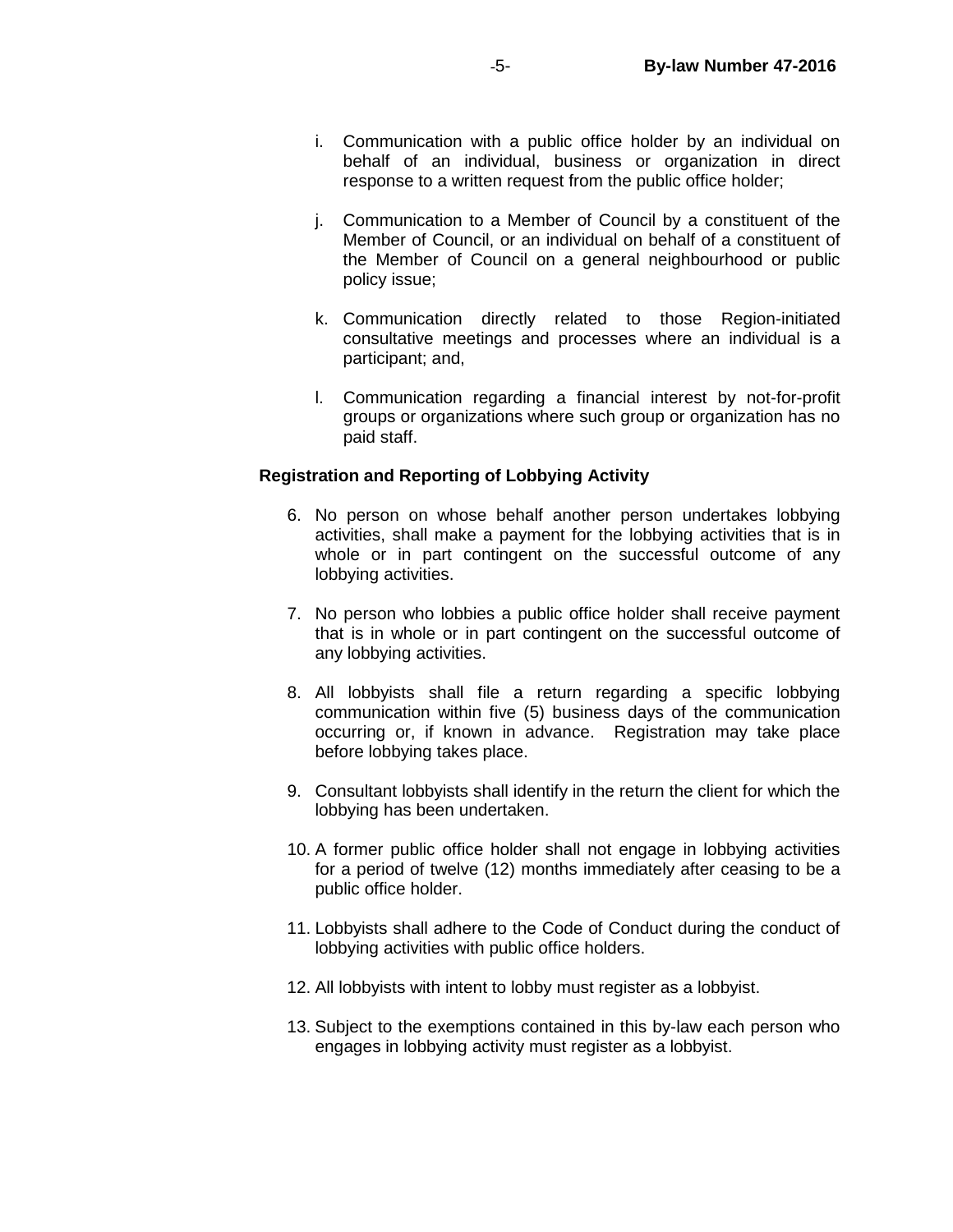i. Communication with a public office holder by an individual on behalf of an individual, business or organization in direct response to a written request from the public office holder;

j. Communication to a Member of Council by a constituent of the Member of Council, or an individual on behalf of a constituent of the Member of Council on a general neighbourhood or public policy issue;

k. Communication directly related to those Region-initiated consultative meetings and processes where an individual is a participant; and,

l. Communication regarding a financial interest by not-for-profit groups or organizations where such group or organization has no paid staff.

**Registration and Reporting of Lobbying Activity**

6. No person on whose behalf another person undertakes lobbying activities, shall make a payment for the lobbying activities that is in whole or in part contingent on the successful outcome of any lobbying activities.

7. No person who lobbies a public office holder shall receive payment that is in whole or in part contingent on the successful outcome of any lobbying activities.

8. All lobbyists shall file a return regarding a specific lobbying communication within five (5) business days of the communication occurring or, if known in advance. Registration may take place before lobbying takes place.

9. Consultant lobbyists shall identify in the return the client for which the lobbying has been undertaken.

10. A former public office holder shall not engage in lobbying activities for a period of twelve (12) months immediately after ceasing to be a public office holder.

11. Lobbyists shall adhere to the Code of Conduct during the conduct of lobbying activities with public office holders.

12. All lobbyists with intent to lobby must register as a lobbyist.

13. Subject to the exemptions contained in this by-law each person who engages in lobbying activity must register as a lobbyist.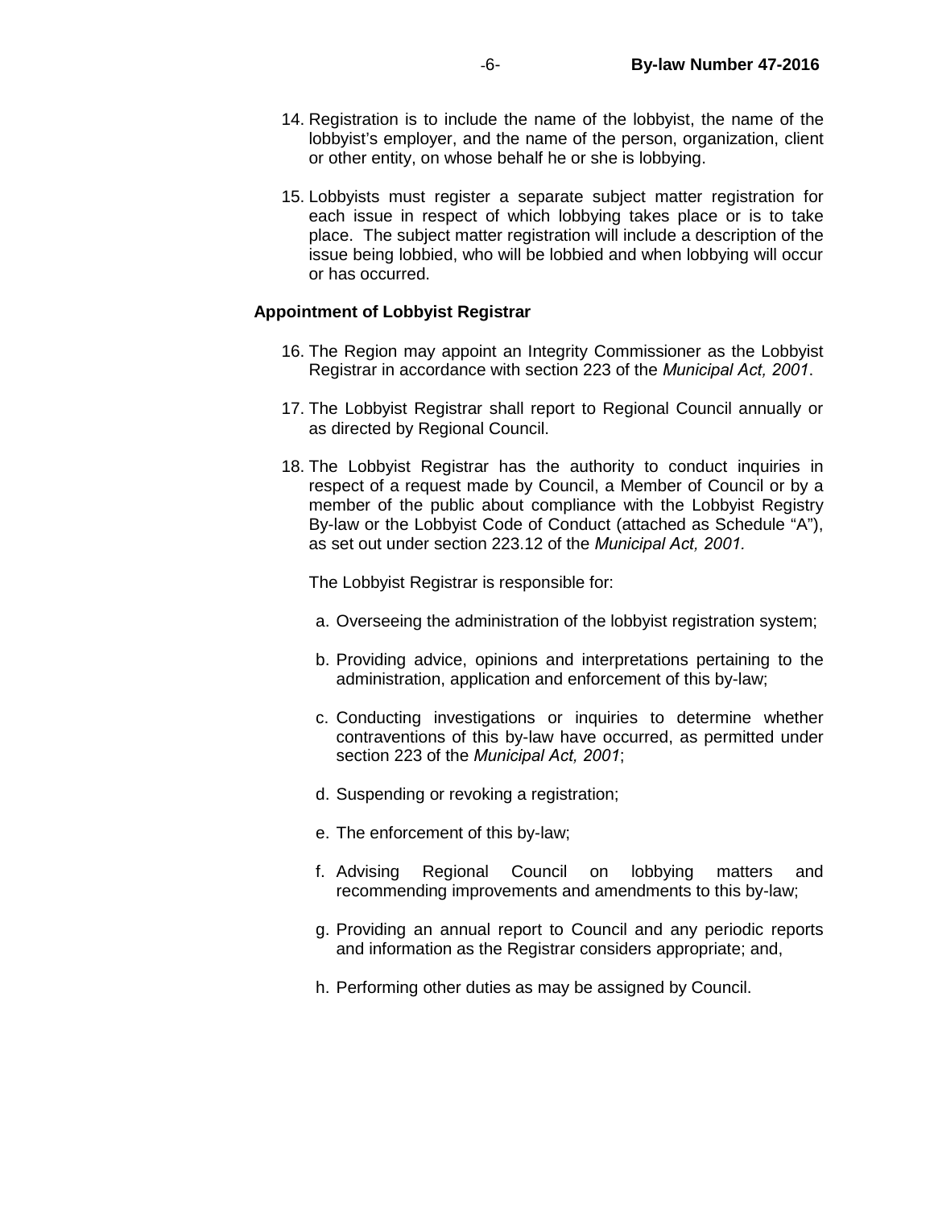14. Registration is to include the name of the lobbyist, the name of the lobbyist's employer, and the name of the person, organization, client or other entity, on whose behalf he or she is lobbying.

15. Lobbyists must register a separate subject matter registration for each issue in respect of which lobbying takes place or is to take place. The subject matter registration will include a description of the issue being lobbied, who will be lobbied and when lobbying will occur or has occurred.

**Appointment of Lobbyist Registrar**

16. The Region may appoint an Integrity Commissioner as the Lobbyist Registrar in accordance with section 223 of the *Municipal Act, 2001*.

17. The Lobbyist Registrar shall report to Regional Council annually or as directed by Regional Council.

18. The Lobbyist Registrar has the authority to conduct inquiries in respect of a request made by Council, a Member of Council or by a member of the public about compliance with the Lobbyist Registry By-law or the Lobbyist Code of Conduct (attached as Schedule "A"), as set out under section 223.12 of the *Municipal Act, 2001.*

    The Lobbyist Registrar is responsible for:

    a. Overseeing the administration of the lobbyist registration system;

    b. Providing advice, opinions and interpretations pertaining to the administration, application and enforcement of this by-law;

    c. Conducting investigations or inquiries to determine whether contraventions of this by-law have occurred, as permitted under section 223 of the *Municipal Act, 2001*;

    d. Suspending or revoking a registration;

    e. The enforcement of this by-law;

    f. Advising Regional Council on lobbying matters and recommending improvements and amendments to this by-law;

    g. Providing an annual report to Council and any periodic reports and information as the Registrar considers appropriate; and,

    h. Performing other duties as may be assigned by Council.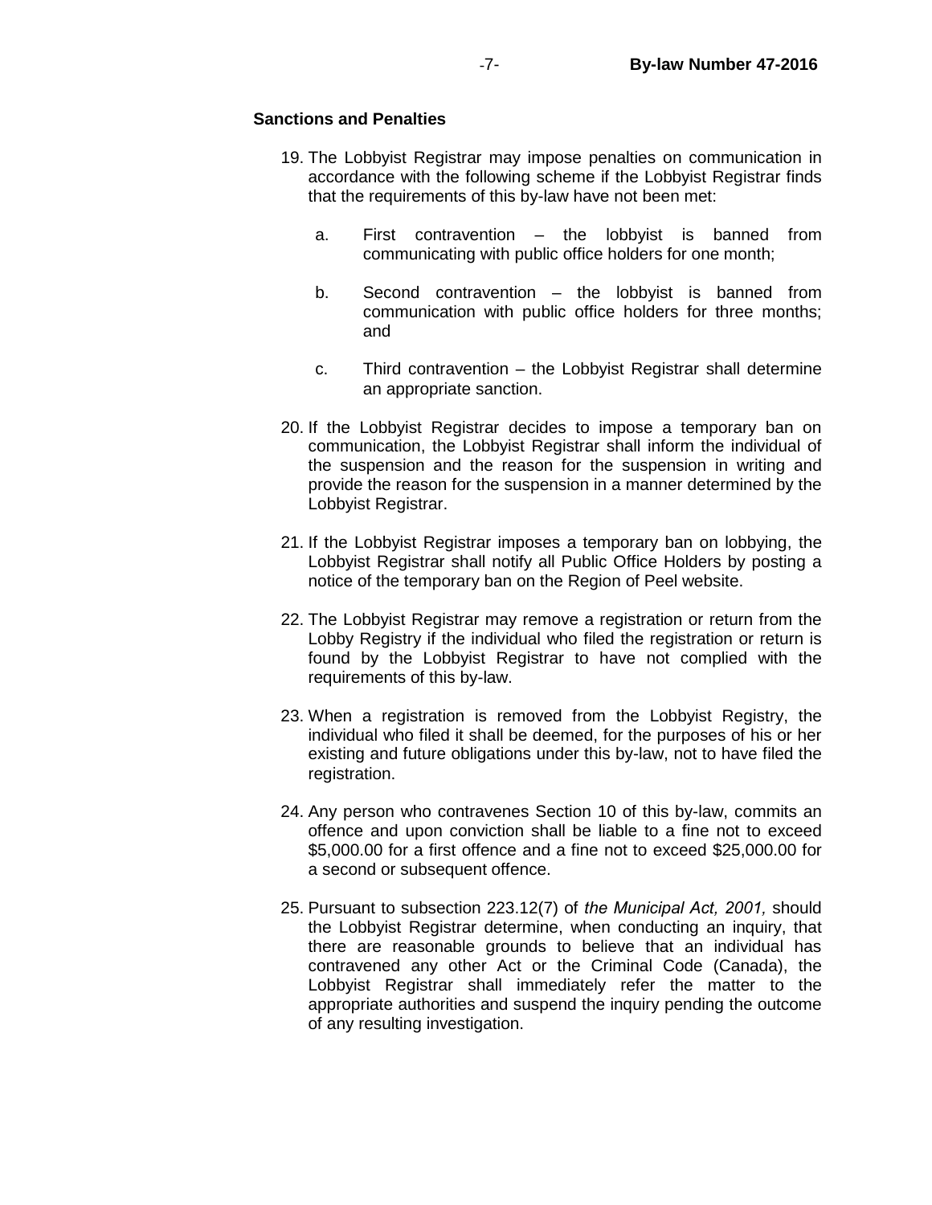**Sanctions and Penalties**

19. The Lobbyist Registrar may impose penalties on communication in accordance with the following scheme if the Lobbyist Registrar finds that the requirements of this by-law have not been met:

    a. First contravention – the lobbyist is banned from communicating with public office holders for one month;

    b. Second contravention – the lobbyist is banned from communication with public office holders for three months; and

    c. Third contravention – the Lobbyist Registrar shall determine an appropriate sanction.

20. If the Lobbyist Registrar decides to impose a temporary ban on communication, the Lobbyist Registrar shall inform the individual of the suspension and the reason for the suspension in writing and provide the reason for the suspension in a manner determined by the Lobbyist Registrar.

21. If the Lobbyist Registrar imposes a temporary ban on lobbying, the Lobbyist Registrar shall notify all Public Office Holders by posting a notice of the temporary ban on the Region of Peel website.

22. The Lobbyist Registrar may remove a registration or return from the Lobby Registry if the individual who filed the registration or return is found by the Lobbyist Registrar to have not complied with the requirements of this by-law.

23. When a registration is removed from the Lobbyist Registry, the individual who filed it shall be deemed, for the purposes of his or her existing and future obligations under this by-law, not to have filed the registration.

24. Any person who contravenes Section 10 of this by-law, commits an offence and upon conviction shall be liable to a fine not to exceed $5,000.00 for a first offence and a fine not to exceed $25,000.00 for a second or subsequent offence.

25. Pursuant to subsection 223.12(7) of *the Municipal Act, 2001,* should the Lobbyist Registrar determine, when conducting an inquiry, that there are reasonable grounds to believe that an individual has contravened any other Act or the Criminal Code (Canada), the Lobbyist Registrar shall immediately refer the matter to the appropriate authorities and suspend the inquiry pending the outcome of any resulting investigation.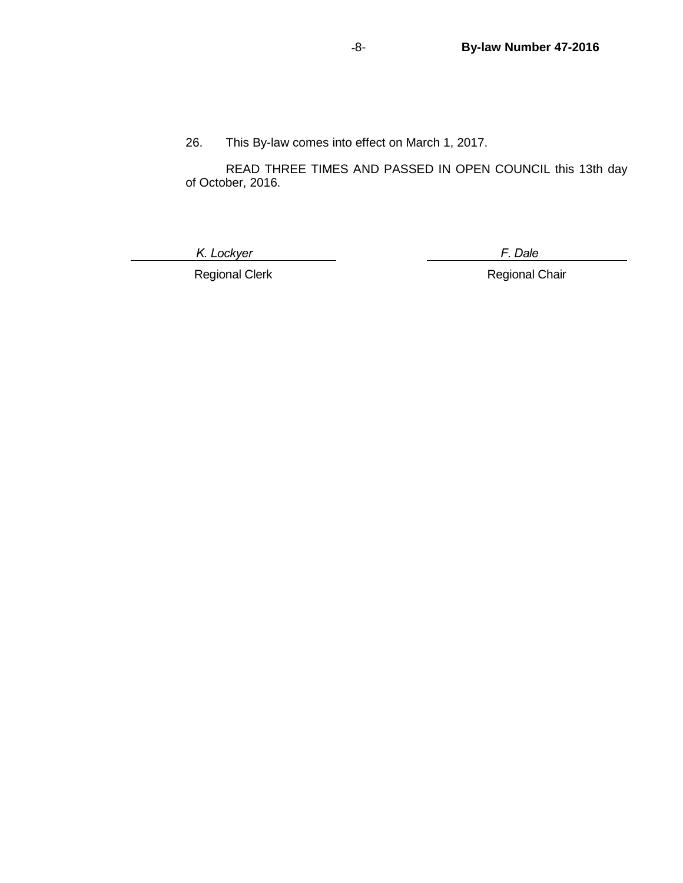26. This By-law comes into effect on March 1, 2017.

READ THREE TIMES AND PASSED IN OPEN COUNCIL this 13th day of October, 2016.

| *K. Lockyer* | *F. Dale* |
| --- | --- |
| Regional Clerk | Regional Chair |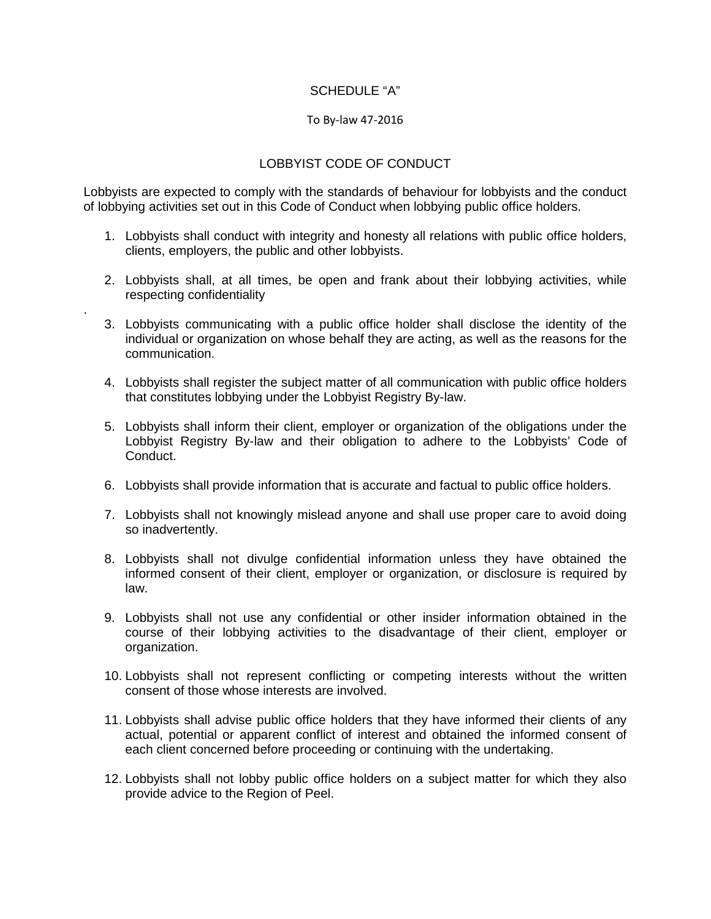SCHEDULE "A"

To By-law 47-2016

# LOBBYIST CODE OF CONDUCT

Lobbyists are expected to comply with the standards of behaviour for lobbyists and the conduct of lobbying activities set out in this Code of Conduct when lobbying public office holders.

1. Lobbyists shall conduct with integrity and honesty all relations with public office holders, clients, employers, the public and other lobbyists.

2. Lobbyists shall, at all times, be open and frank about their lobbying activities, while respecting confidentiality

.

3. Lobbyists communicating with a public office holder shall disclose the identity of the individual or organization on whose behalf they are acting, as well as the reasons for the communication.

4. Lobbyists shall register the subject matter of all communication with public office holders that constitutes lobbying under the Lobbyist Registry By-law.

5. Lobbyists shall inform their client, employer or organization of the obligations under the Lobbyist Registry By-law and their obligation to adhere to the Lobbyists' Code of Conduct.

6. Lobbyists shall provide information that is accurate and factual to public office holders.

7. Lobbyists shall not knowingly mislead anyone and shall use proper care to avoid doing so inadvertently.

8. Lobbyists shall not divulge confidential information unless they have obtained the informed consent of their client, employer or organization, or disclosure is required by law.

9. Lobbyists shall not use any confidential or other insider information obtained in the course of their lobbying activities to the disadvantage of their client, employer or organization.

10. Lobbyists shall not represent conflicting or competing interests without the written consent of those whose interests are involved.

11. Lobbyists shall advise public office holders that they have informed their clients of any actual, potential or apparent conflict of interest and obtained the informed consent of each client concerned before proceeding or continuing with the undertaking.

12. Lobbyists shall not lobby public office holders on a subject matter for which they also provide advice to the Region of Peel.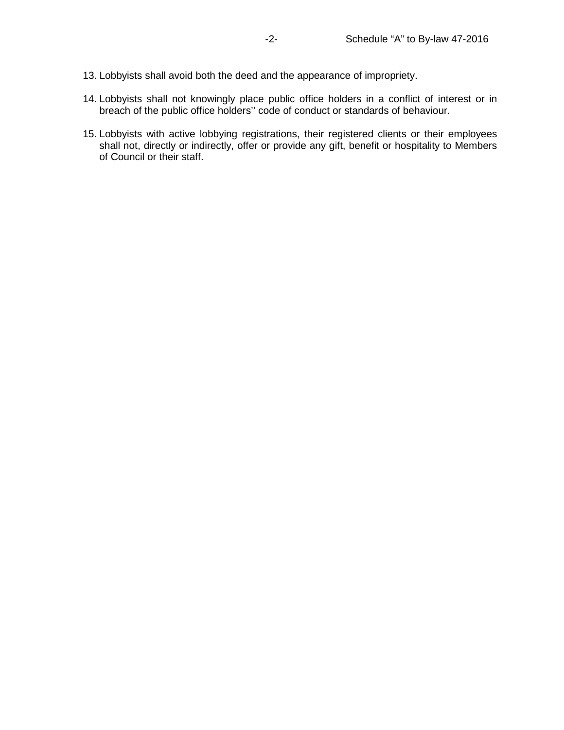13. Lobbyists shall avoid both the deed and the appearance of impropriety.

14. Lobbyists shall not knowingly place public office holders in a conflict of interest or in breach of the public office holders'' code of conduct or standards of behaviour.

15. Lobbyists with active lobbying registrations, their registered clients or their employees shall not, directly or indirectly, offer or provide any gift, benefit or hospitality to Members of Council or their staff.